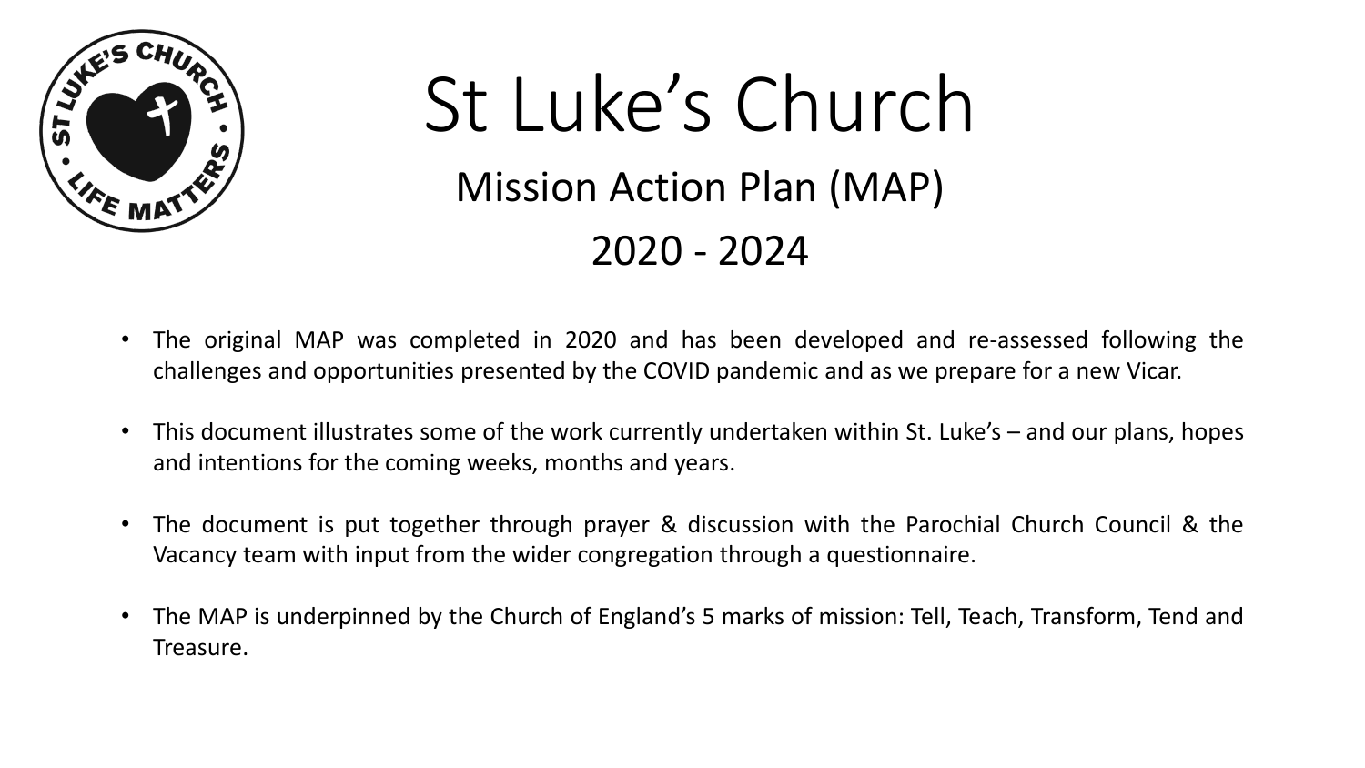# St Luke’s Church

## Mission Action Plan (MAP)

## 2020 - 2024

- The original MAP was completed in 2020 and has been developed and re-assessed following the challenges and opportunities presented by the COVID pandemic and as we prepare for a new Vicar.
- This document illustrates some of the work currently undertaken within St. Luke’s – and our plans, hopes and intentions for the coming weeks, months and years.
- The document is put together through prayer & discussion with the Parochial Church Council & the Vacancy team with input from the wider congregation through a questionnaire.
- The MAP is underpinned by the Church of England’s 5 marks of mission: Tell, Teach, Transform, Tend and Treasure.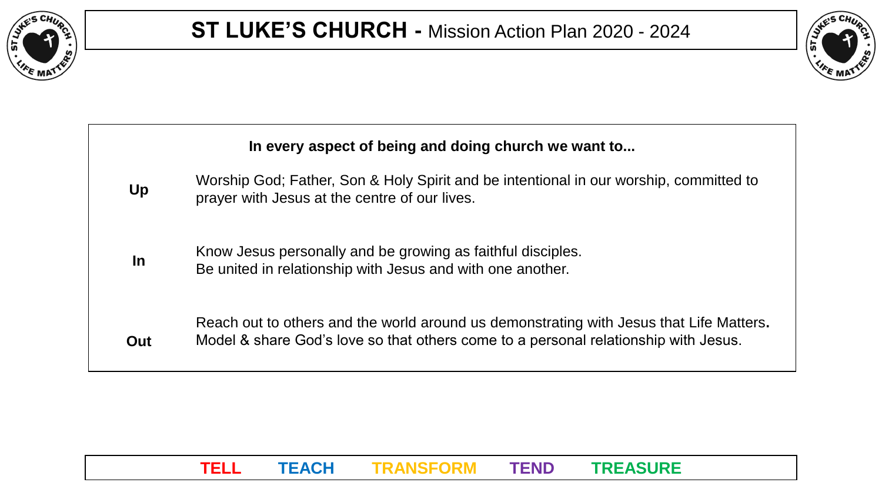# ST LUKE'S CHURCH - Mission Action Plan 2020 - 2024

**In every aspect of being and doing church we want to...**

| | |
|---|---|
| **Up** | Worship God; Father, Son & Holy Spirit and be intentional in our worship, committed to prayer with Jesus at the centre of our lives. |
| **In** | Know Jesus personally and be growing as faithful disciples.<br>Be united in relationship with Jesus and with one another. |
| **Out** | Reach out to others and the world around us demonstrating with Jesus that Life Matters**.**<br>Model & share God's love so that others come to a personal relationship with Jesus. |

**TELL TEACH TRANSFORM TEND TREASURE**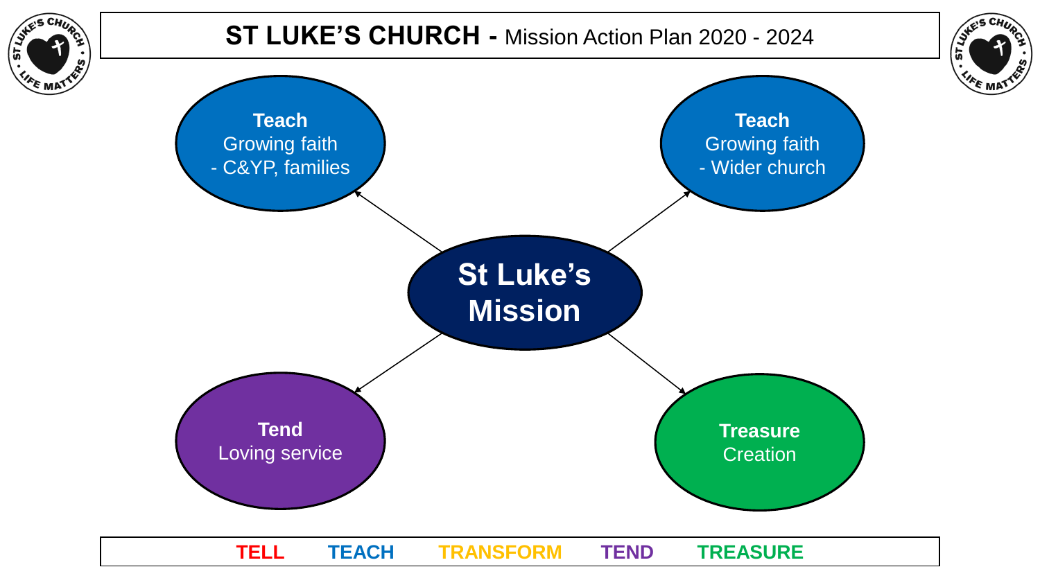# ST LUKE'S CHURCH - Mission Action Plan 2020 - 2024

**St Luke's Mission**

**Teach**
Growing faith
- C&YP, families

**Teach**
Growing faith
- Wider church

**Tend**
Loving service

**Treasure**
Creation

**TELL** **TEACH** **TRANSFORM** **TEND** **TREASURE**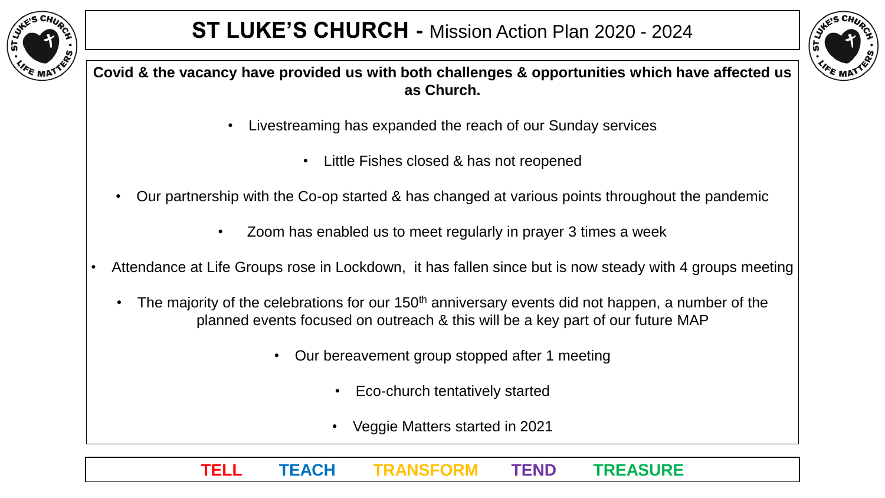# ST LUKE'S CHURCH - Mission Action Plan 2020 - 2024

**Covid & the vacancy have provided us with both challenges & opportunities which have affected us as Church.**

- Livestreaming has expanded the reach of our Sunday services
- Little Fishes closed & has not reopened
- Our partnership with the Co-op started & has changed at various points throughout the pandemic
- Zoom has enabled us to meet regularly in prayer 3 times a week
- Attendance at Life Groups rose in Lockdown, it has fallen since but is now steady with 4 groups meeting
- The majority of the celebrations for our 150th anniversary events did not happen, a number of the planned events focused on outreach & this will be a key part of our future MAP
- Our bereavement group stopped after 1 meeting
- Eco-church tentatively started
- Veggie Matters started in 2021

**TELL** **TEACH** **TRANSFORM** **TEND** **TREASURE**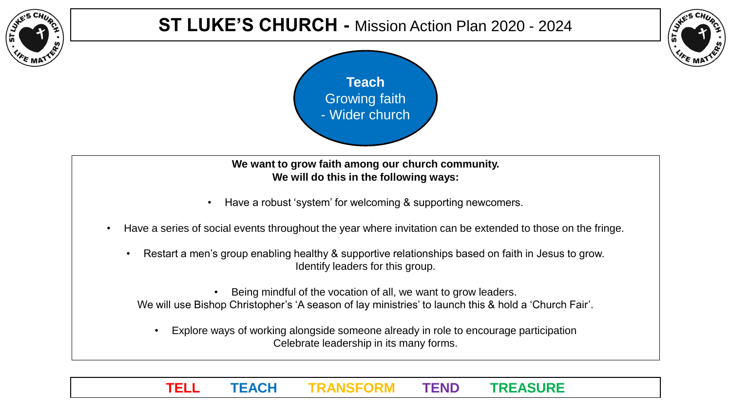# ST LUKE'S CHURCH - Mission Action Plan 2020 - 2024

## Teach
Growing faith
- Wider church

**We want to grow faith among our church community.**
**We will do this in the following ways:**

- Have a robust 'system' for welcoming & supporting newcomers.
- Have a series of social events throughout the year where invitation can be extended to those on the fringe.
- Restart a men's group enabling healthy & supportive relationships based on faith in Jesus to grow. Identify leaders for this group.
- Being mindful of the vocation of all, we want to grow leaders. We will use Bishop Christopher's 'A season of lay ministries' to launch this & hold a 'Church Fair'.
- Explore ways of working alongside someone already in role to encourage participation. Celebrate leadership in its many forms.

**TELL TEACH TRANSFORM TEND TREASURE**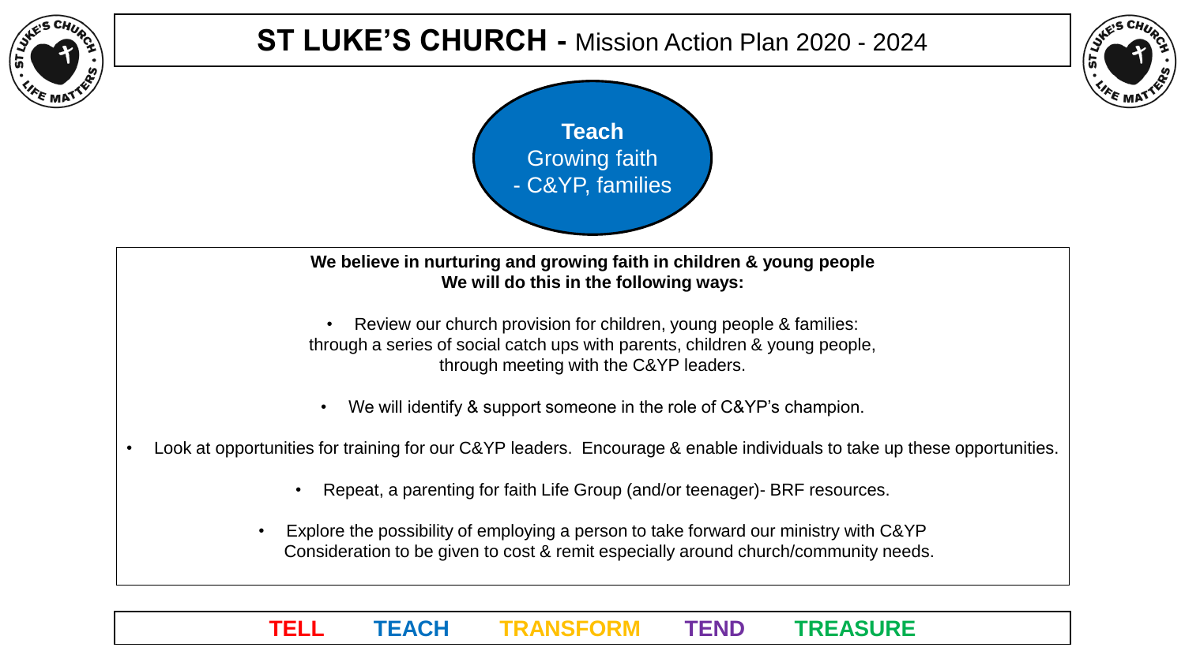# ST LUKE'S CHURCH - Mission Action Plan 2020 - 2024

**Teach**
Growing faith
- C&YP, families

**We believe in nurturing and growing faith in children & young people**
**We will do this in the following ways:**

- Review our church provision for children, young people & families: through a series of social catch ups with parents, children & young people, through meeting with the C&YP leaders.
- We will identify & support someone in the role of C&YP's champion.
- Look at opportunities for training for our C&YP leaders. Encourage & enable individuals to take up these opportunities.
- Repeat, a parenting for faith Life Group (and/or teenager)- BRF resources.
- Explore the possibility of employing a person to take forward our ministry with C&YP Consideration to be given to cost & remit especially around church/community needs.

**TELL TEACH TRANSFORM TEND TREASURE**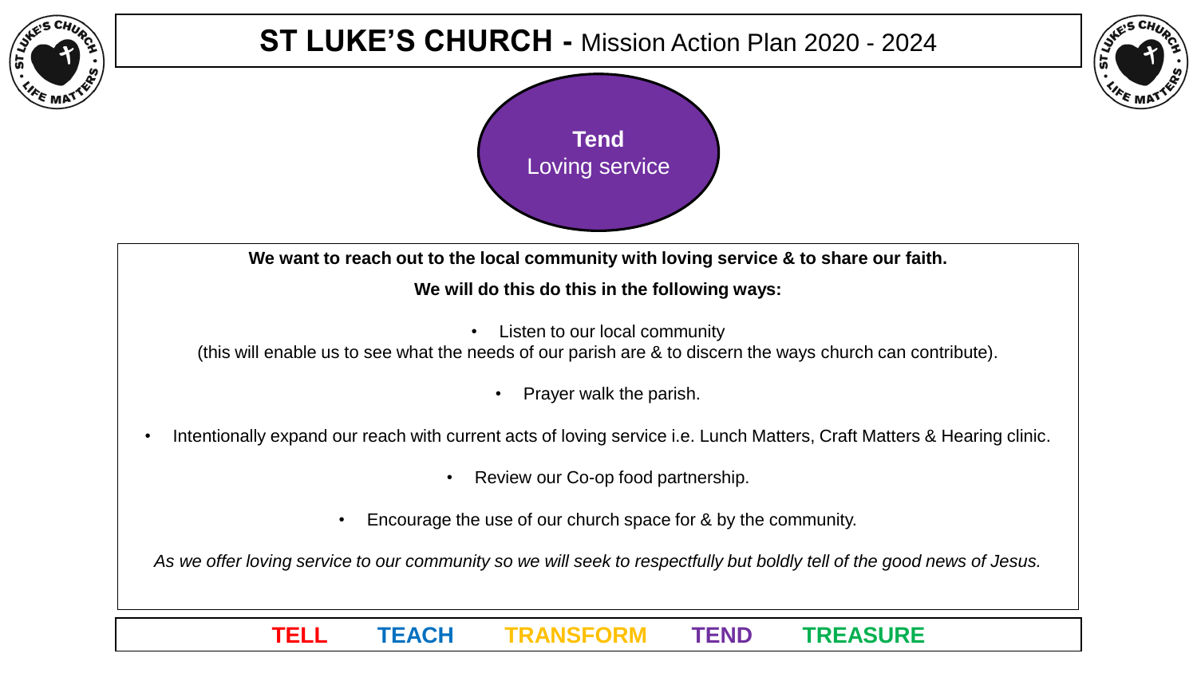# ST LUKE'S CHURCH - Mission Action Plan 2020 - 2024

**Tend**
Loving service

**We want to reach out to the local community with loving service & to share our faith.**

**We will do this do this in the following ways:**

- Listen to our local community
(this will enable us to see what the needs of our parish are & to discern the ways church can contribute).
- Prayer walk the parish.
- Intentionally expand our reach with current acts of loving service i.e. Lunch Matters, Craft Matters & Hearing clinic.
- Review our Co-op food partnership.
- Encourage the use of our church space for & by the community.

*As we offer loving service to our community so we will seek to respectfully but boldly tell of the good news of Jesus.*

**TELL TEACH TRANSFORM TEND TREASURE**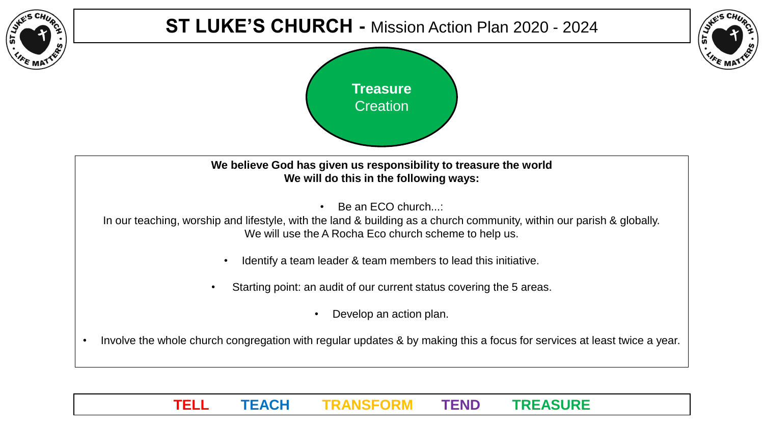# ST LUKE'S CHURCH - Mission Action Plan 2020 - 2024

**Treasure**
Creation

**We believe God has given us responsibility to treasure the world**
**We will do this in the following ways:**

- Be an ECO church...:

In our teaching, worship and lifestyle, with the land & building as a church community, within our parish & globally. We will use the A Rocha Eco church scheme to help us.

- Identify a team leader & team members to lead this initiative.
- Starting point: an audit of our current status covering the 5 areas.
- Develop an action plan.
- Involve the whole church congregation with regular updates & by making this a focus for services at least twice a year.

TELL TEACH TRANSFORM TEND TREASURE